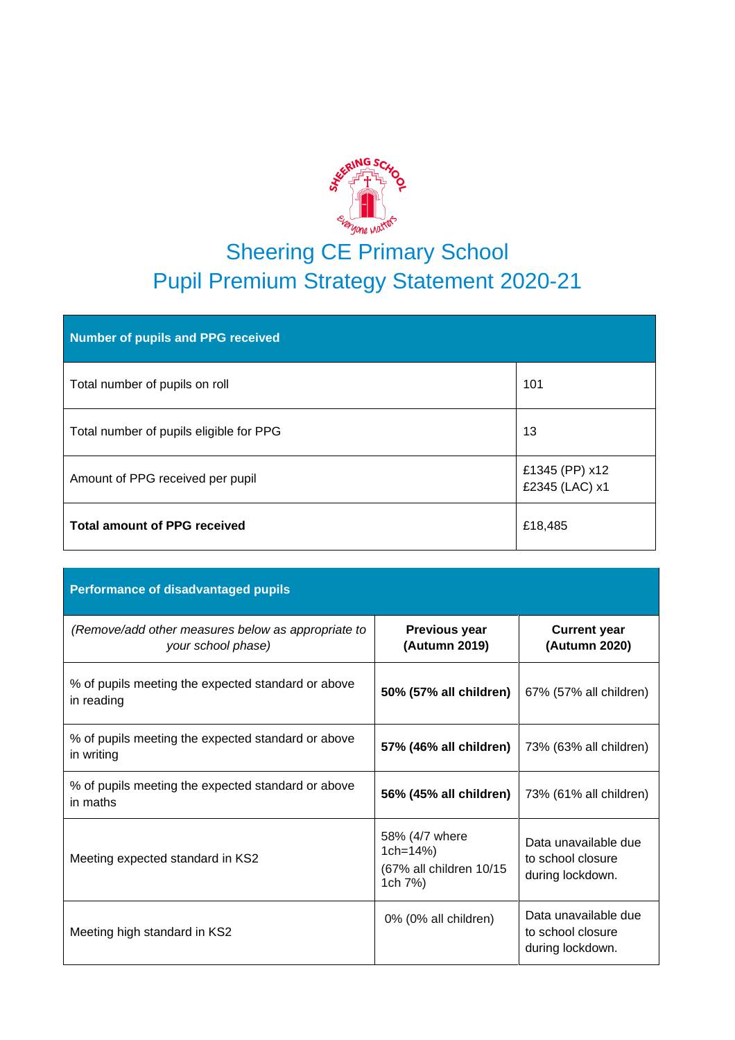# Sheering CE Primary School

## Pupil Premium Strategy Statement 2020-21

| **Number of pupils and PPG received** | |
|---|---|
| Total number of pupils on roll | 101 |
| Total number of pupils eligible for PPG | 13 |
| Amount of PPG received per pupil | £1345 (PP) x12<br>£2345 (LAC) x1 |
| **Total amount of PPG received** | £18,485 |

| **Performance of disadvantaged pupils** | | |
|---|---|---|
| *(Remove/add other measures below as appropriate to your school phase)* | **Previous year (Autumn 2019)** | **Current year (Autumn 2020)** |
| % of pupils meeting the expected standard or above in reading | **50% (57% all children)** | 67% (57% all children) |
| % of pupils meeting the expected standard or above in writing | **57% (46% all children)** | 73% (63% all children) |
| % of pupils meeting the expected standard or above in maths | **56% (45% all children)** | 73% (61% all children) |
| Meeting expected standard in KS2 | 58% (4/7 where 1ch=14%)<br>(67% all children 10/15 1ch 7%) | Data unavailable due to school closure during lockdown. |
| Meeting high standard in KS2 | 0% (0% all children) | Data unavailable due to school closure during lockdown. |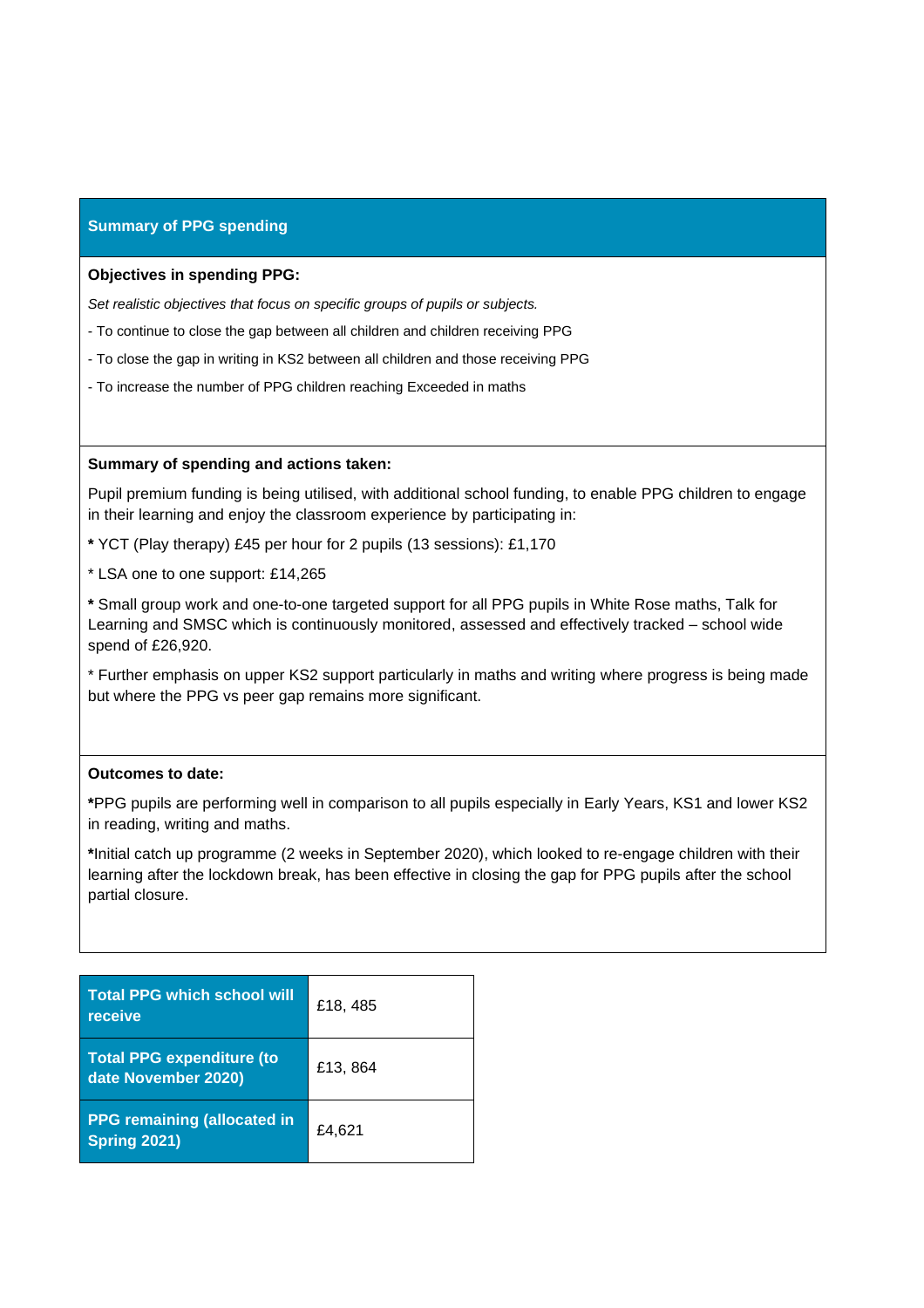## Summary of PPG spending

**Objectives in spending PPG:**

*Set realistic objectives that focus on specific groups of pupils or subjects.*

- To continue to close the gap between all children and children receiving PPG
- To close the gap in writing in KS2 between all children and those receiving PPG
- To increase the number of PPG children reaching Exceeded in maths

**Summary of spending and actions taken:**

Pupil premium funding is being utilised, with additional school funding, to enable PPG children to engage in their learning and enjoy the classroom experience by participating in:

**\*** YCT (Play therapy) £45 per hour for 2 pupils (13 sessions): £1,170

\* LSA one to one support: £14,265

**\*** Small group work and one-to-one targeted support for all PPG pupils in White Rose maths, Talk for Learning and SMSC which is continuously monitored, assessed and effectively tracked – school wide spend of £26,920.

\* Further emphasis on upper KS2 support particularly in maths and writing where progress is being made but where the PPG vs peer gap remains more significant.

**Outcomes to date:**

**\***PPG pupils are performing well in comparison to all pupils especially in Early Years, KS1 and lower KS2 in reading, writing and maths.

**\***Initial catch up programme (2 weeks in September 2020), which looked to re-engage children with their learning after the lockdown break, has been effective in closing the gap for PPG pupils after the school partial closure.

| | |
|---|---|
| **Total PPG which school will receive** | £18, 485 |
| **Total PPG expenditure (to date November 2020)** | £13, 864 |
| **PPG remaining (allocated in Spring 2021)** | £4,621 |